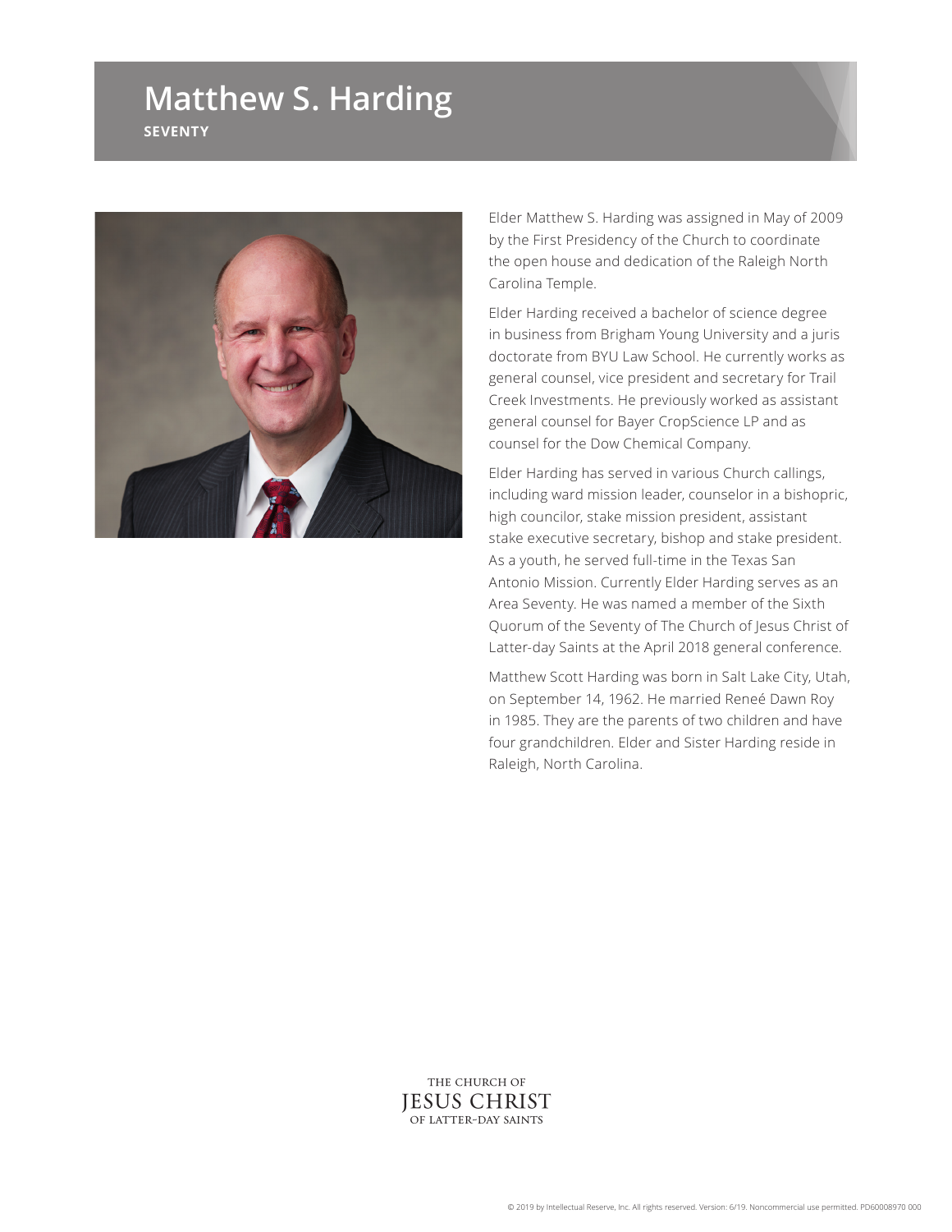# Matthew S. Harding

**SEVENTY**

Elder Matthew S. Harding was assigned in May of 2009 by the First Presidency of the Church to coordinate the open house and dedication of the Raleigh North Carolina Temple.

Elder Harding received a bachelor of science degree in business from Brigham Young University and a juris doctorate from BYU Law School. He currently works as general counsel, vice president and secretary for Trail Creek Investments. He previously worked as assistant general counsel for Bayer CropScience LP and as counsel for the Dow Chemical Company.

Elder Harding has served in various Church callings, including ward mission leader, counselor in a bishopric, high councilor, stake mission president, assistant stake executive secretary, bishop and stake president. As a youth, he served full-time in the Texas San Antonio Mission. Currently Elder Harding serves as an Area Seventy. He was named a member of the Sixth Quorum of the Seventy of The Church of Jesus Christ of Latter-day Saints at the April 2018 general conference.

Matthew Scott Harding was born in Salt Lake City, Utah, on September 14, 1962. He married Reneé Dawn Roy in 1985. They are the parents of two children and have four grandchildren. Elder and Sister Harding reside in Raleigh, North Carolina.

THE CHURCH OF JESUS CHRIST OF LATTER-DAY SAINTS

© 2019 by Intellectual Reserve, Inc. All rights reserved. Version: 6/19. Noncommercial use permitted. PD60008970 000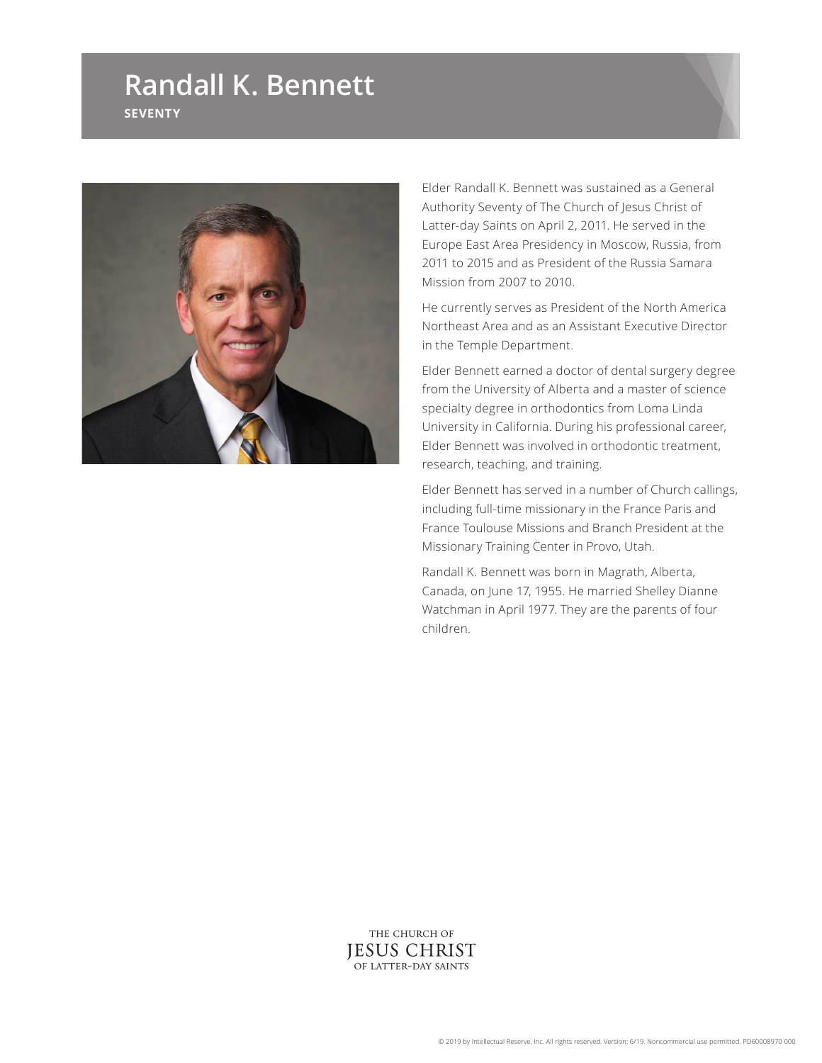# Randall K. Bennett

**SEVENTY**

Elder Randall K. Bennett was sustained as a General Authority Seventy of The Church of Jesus Christ of Latter-day Saints on April 2, 2011. He served in the Europe East Area Presidency in Moscow, Russia, from 2011 to 2015 and as President of the Russia Samara Mission from 2007 to 2010.

He currently serves as President of the North America Northeast Area and as an Assistant Executive Director in the Temple Department.

Elder Bennett earned a doctor of dental surgery degree from the University of Alberta and a master of science specialty degree in orthodontics from Loma Linda University in California. During his professional career, Elder Bennett was involved in orthodontic treatment, research, teaching, and training.

Elder Bennett has served in a number of Church callings, including full-time missionary in the France Paris and France Toulouse Missions and Branch President at the Missionary Training Center in Provo, Utah.

Randall K. Bennett was born in Magrath, Alberta, Canada, on June 17, 1955. He married Shelley Dianne Watchman in April 1977. They are the parents of four children.

THE CHURCH OF JESUS CHRIST OF LATTER-DAY SAINTS

© 2019 by Intellectual Reserve, Inc. All rights reserved. Version: 6/19. Noncommercial use permitted. PD60008970 000